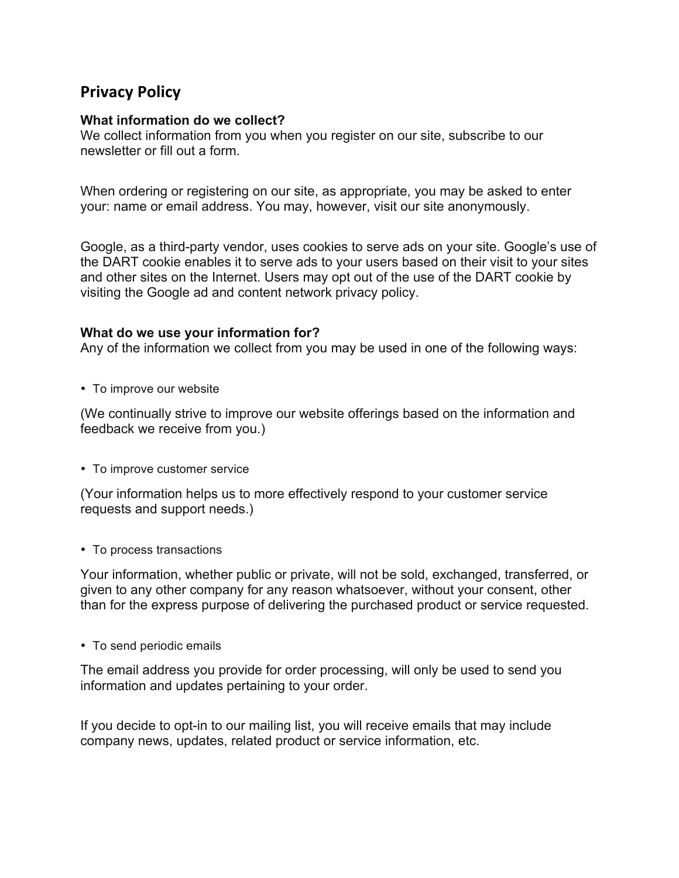# Privacy Policy

**What information do we collect?**
We collect information from you when you register on our site, subscribe to our newsletter or fill out a form.

When ordering or registering on our site, as appropriate, you may be asked to enter your: name or email address. You may, however, visit our site anonymously.

Google, as a third-party vendor, uses cookies to serve ads on your site. Google's use of the DART cookie enables it to serve ads to your users based on their visit to your sites and other sites on the Internet. Users may opt out of the use of the DART cookie by visiting the Google ad and content network privacy policy.

**What do we use your information for?**
Any of the information we collect from you may be used in one of the following ways:

- To improve our website

(We continually strive to improve our website offerings based on the information and feedback we receive from you.)

- To improve customer service

(Your information helps us to more effectively respond to your customer service requests and support needs.)

- To process transactions

Your information, whether public or private, will not be sold, exchanged, transferred, or given to any other company for any reason whatsoever, without your consent, other than for the express purpose of delivering the purchased product or service requested.

- To send periodic emails

The email address you provide for order processing, will only be used to send you information and updates pertaining to your order.

If you decide to opt-in to our mailing list, you will receive emails that may include company news, updates, related product or service information, etc.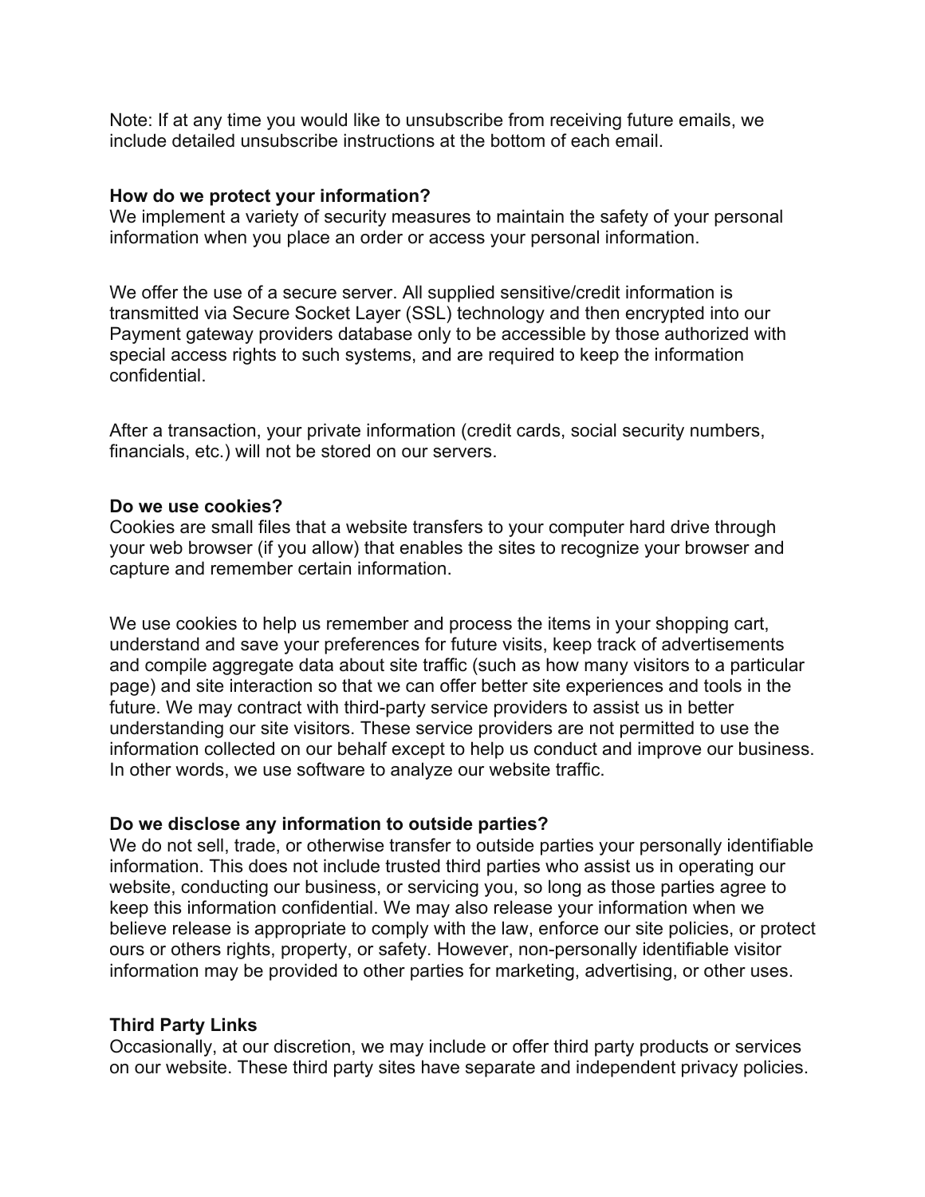Note: If at any time you would like to unsubscribe from receiving future emails, we include detailed unsubscribe instructions at the bottom of each email.

**How do we protect your information?**
We implement a variety of security measures to maintain the safety of your personal information when you place an order or access your personal information.

We offer the use of a secure server. All supplied sensitive/credit information is transmitted via Secure Socket Layer (SSL) technology and then encrypted into our Payment gateway providers database only to be accessible by those authorized with special access rights to such systems, and are required to keep the information confidential.

After a transaction, your private information (credit cards, social security numbers, financials, etc.) will not be stored on our servers.

**Do we use cookies?**
Cookies are small files that a website transfers to your computer hard drive through your web browser (if you allow) that enables the sites to recognize your browser and capture and remember certain information.

We use cookies to help us remember and process the items in your shopping cart, understand and save your preferences for future visits, keep track of advertisements and compile aggregate data about site traffic (such as how many visitors to a particular page) and site interaction so that we can offer better site experiences and tools in the future. We may contract with third-party service providers to assist us in better understanding our site visitors. These service providers are not permitted to use the information collected on our behalf except to help us conduct and improve our business. In other words, we use software to analyze our website traffic.

**Do we disclose any information to outside parties?**
We do not sell, trade, or otherwise transfer to outside parties your personally identifiable information. This does not include trusted third parties who assist us in operating our website, conducting our business, or servicing you, so long as those parties agree to keep this information confidential. We may also release your information when we believe release is appropriate to comply with the law, enforce our site policies, or protect ours or others rights, property, or safety. However, non-personally identifiable visitor information may be provided to other parties for marketing, advertising, or other uses.

**Third Party Links**
Occasionally, at our discretion, we may include or offer third party products or services on our website. These third party sites have separate and independent privacy policies.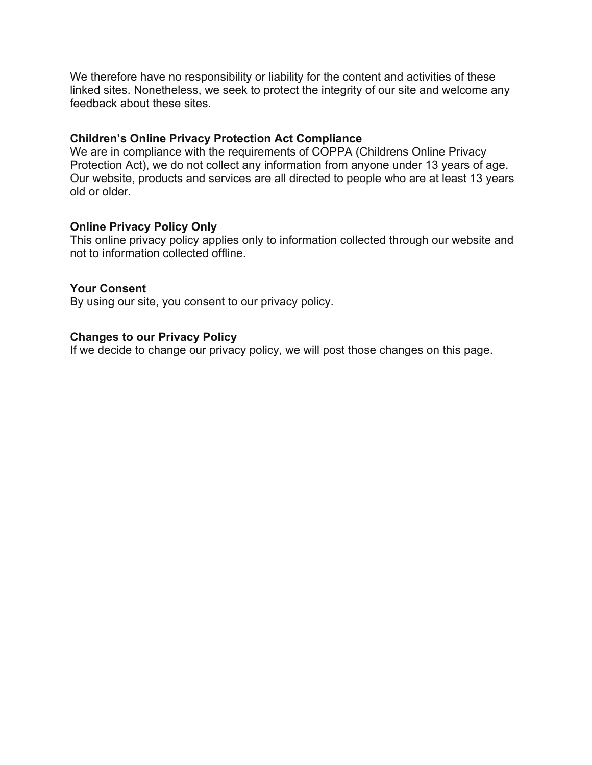We therefore have no responsibility or liability for the content and activities of these linked sites. Nonetheless, we seek to protect the integrity of our site and welcome any feedback about these sites.

**Children's Online Privacy Protection Act Compliance**
We are in compliance with the requirements of COPPA (Childrens Online Privacy Protection Act), we do not collect any information from anyone under 13 years of age. Our website, products and services are all directed to people who are at least 13 years old or older.

**Online Privacy Policy Only**
This online privacy policy applies only to information collected through our website and not to information collected offline.

**Your Consent**
By using our site, you consent to our privacy policy.

**Changes to our Privacy Policy**
If we decide to change our privacy policy, we will post those changes on this page.